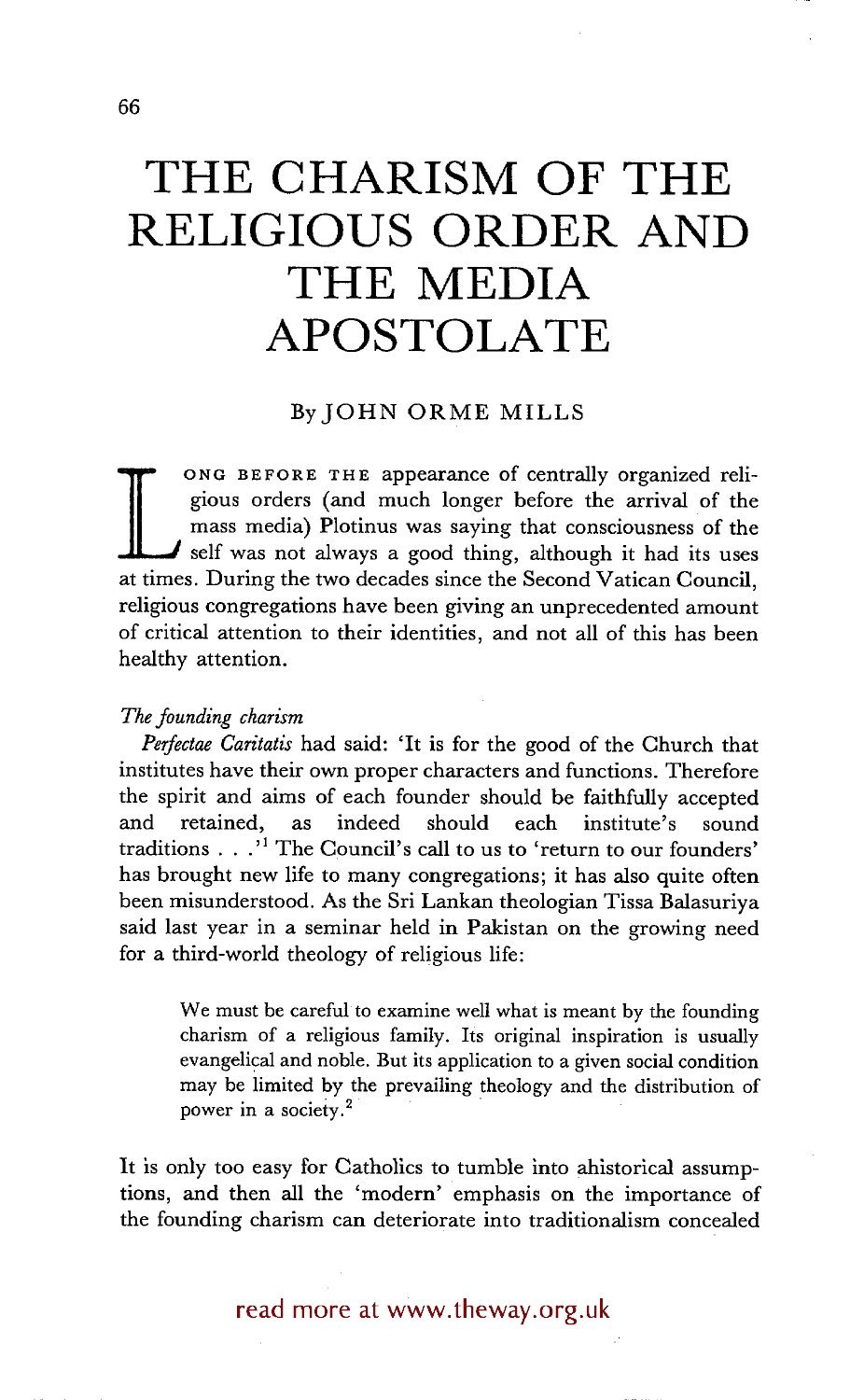# THE CHARISM OF THE RELIGIOUS ORDER AND THE MEDIA APOSTOLATE

By JOHN ORME MILLS

LONG BEFORE THE appearance of centrally organized religious orders (and much longer before the arrival of the mass media) Plotinus was saying that consciousness of the self was not always a good thing, although it had its uses at times. During the two decades since the Second Vatican Council, religious congregations have been giving an unprecedented amount of critical attention to their identities, and not all of this has been healthy attention.

*The founding charism*

*Perfectae Caritatis* had said: 'It is for the good of the Church that institutes have their own proper characters and functions. Therefore the spirit and aims of each founder should be faithfully accepted and retained, as indeed should each institute's sound traditions . . .'[1] The Council's call to us to 'return to our founders' has brought new life to many congregations; it has also quite often been misunderstood. As the Sri Lankan theologian Tissa Balasuriya said last year in a seminar held in Pakistan on the growing need for a third-world theology of religious life:

> We must be careful to examine well what is meant by the founding charism of a religious family. Its original inspiration is usually evangelical and noble. But its application to a given social condition may be limited by the prevailing theology and the distribution of power in a society.[2]

It is only too easy for Catholics to tumble into ahistorical assumptions, and then all the 'modern' emphasis on the importance of the founding charism can deteriorate into traditionalism concealed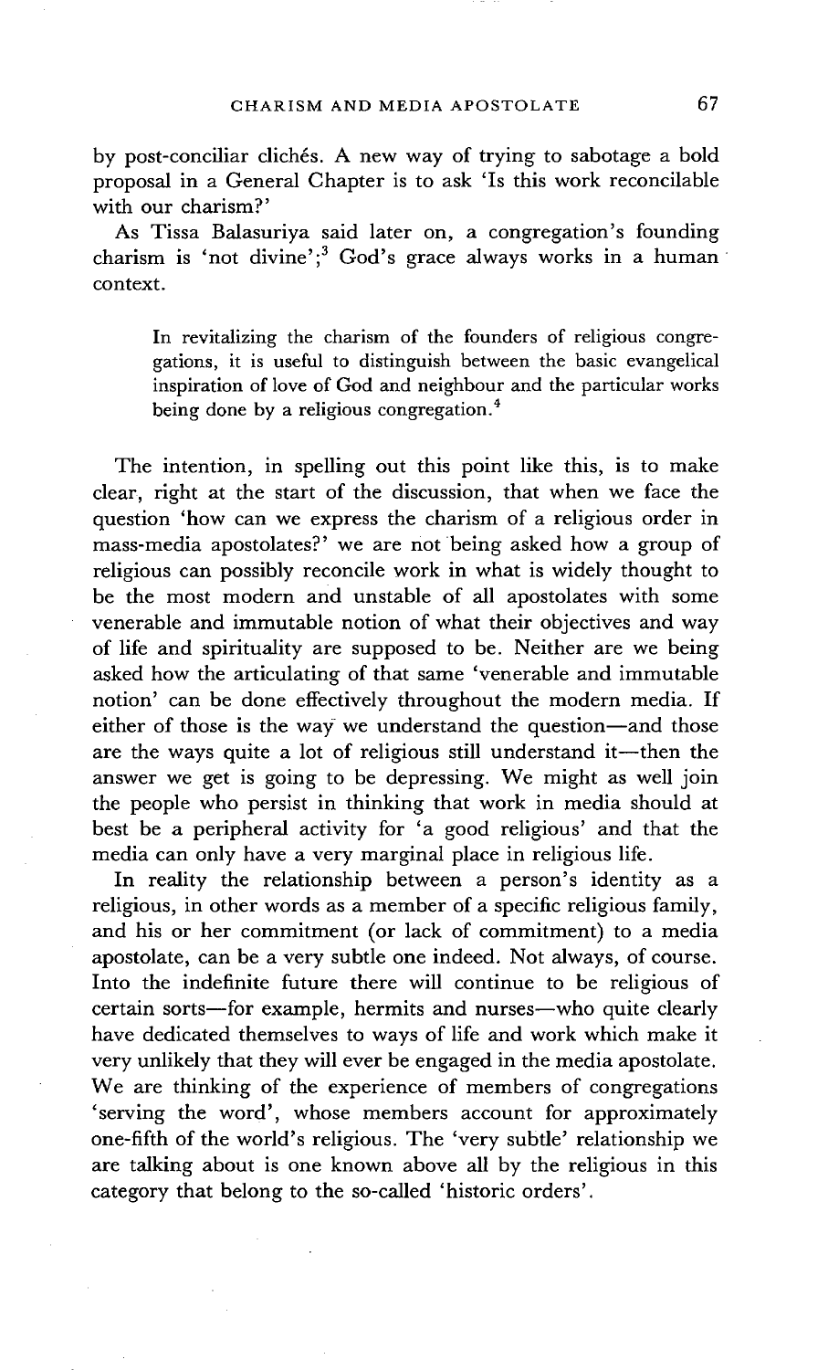by post-conciliar clichés. A new way of trying to sabotage a bold proposal in a General Chapter is to ask 'Is this work reconcilable with our charism?'

As Tissa Balasuriya said later on, a congregation's founding charism is 'not divine';[3] God's grace always works in a human context.

> In revitalizing the charism of the founders of religious congregations, it is useful to distinguish between the basic evangelical inspiration of love of God and neighbour and the particular works being done by a religious congregation.[4]

The intention, in spelling out this point like this, is to make clear, right at the start of the discussion, that when we face the question 'how can we express the charism of a religious order in mass-media apostolates?' we are not being asked how a group of religious can possibly reconcile work in what is widely thought to be the most modern and unstable of all apostolates with some venerable and immutable notion of what their objectives and way of life and spirituality are supposed to be. Neither are we being asked how the articulating of that same 'venerable and immutable notion' can be done effectively throughout the modern media. If either of those is the way we understand the question—and those are the ways quite a lot of religious still understand it—then the answer we get is going to be depressing. We might as well join the people who persist in thinking that work in media should at best be a peripheral activity for 'a good religious' and that the media can only have a very marginal place in religious life.

In reality the relationship between a person's identity as a religious, in other words as a member of a specific religious family, and his or her commitment (or lack of commitment) to a media apostolate, can be a very subtle one indeed. Not always, of course. Into the indefinite future there will continue to be religious of certain sorts—for example, hermits and nurses—who quite clearly have dedicated themselves to ways of life and work which make it very unlikely that they will ever be engaged in the media apostolate. We are thinking of the experience of members of congregations 'serving the word', whose members account for approximately one-fifth of the world's religious. The 'very subtle' relationship we are talking about is one known above all by the religious in this category that belong to the so-called 'historic orders'.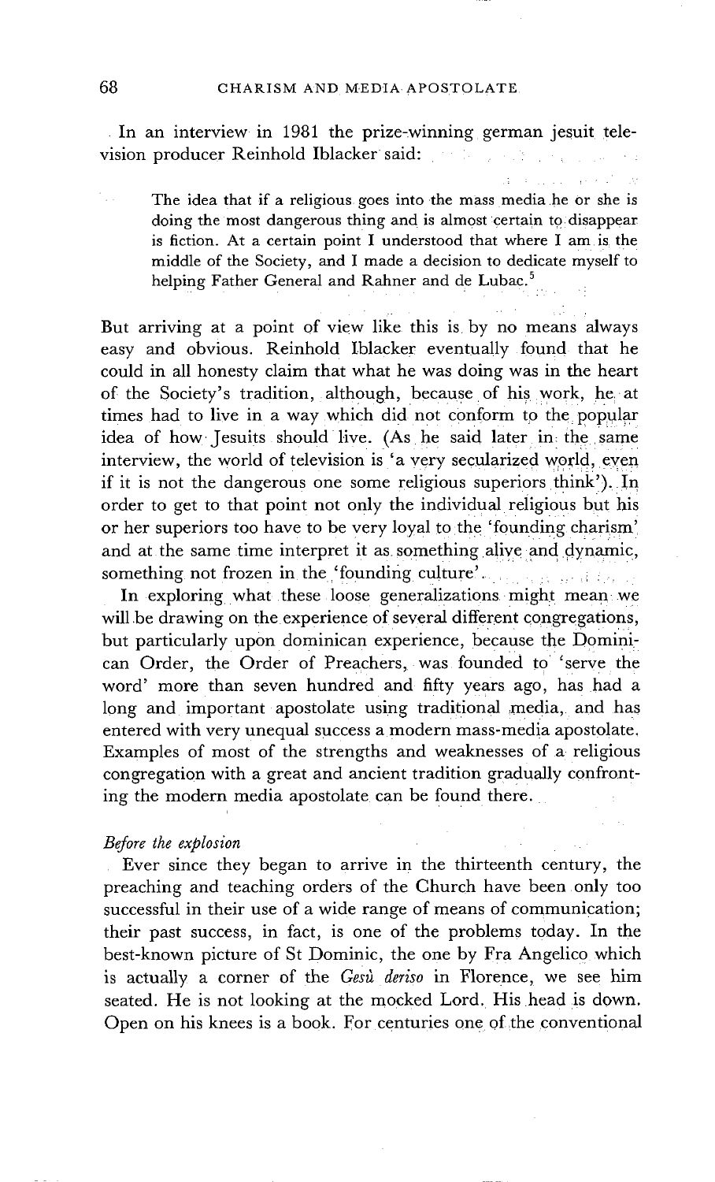In an interview in 1981 the prize-winning german jesuit television producer Reinhold Iblacker said:

> The idea that if a religious goes into the mass media he or she is doing the most dangerous thing and is almost certain to disappear is fiction. At a certain point I understood that where I am is the middle of the Society, and I made a decision to dedicate myself to helping Father General and Rahner and de Lubac.[5]

But arriving at a point of view like this is by no means always easy and obvious. Reinhold Iblacker eventually found that he could in all honesty claim that what he was doing was in the heart of the Society's tradition, although, because of his work, he at times had to live in a way which did not conform to the popular idea of how Jesuits should live. (As he said later in the same interview, the world of television is 'a very secularized world, even if it is not the dangerous one some religious superiors think'). In order to get to that point not only the individual religious but his or her superiors too have to be very loyal to the 'founding charism' and at the same time interpret it as something alive and dynamic, something not frozen in the 'founding culture'.

In exploring what these loose generalizations might mean we will be drawing on the experience of several different congregations, but particularly upon dominican experience, because the Dominican Order, the Order of Preachers, was founded to 'serve the word' more than seven hundred and fifty years ago, has had a long and important apostolate using traditional media, and has entered with very unequal success a modern mass-media apostolate. Examples of most of the strengths and weaknesses of a religious congregation with a great and ancient tradition gradually confronting the modern media apostolate can be found there.

*Before the explosion*

Ever since they began to arrive in the thirteenth century, the preaching and teaching orders of the Church have been only too successful in their use of a wide range of means of communication; their past success, in fact, is one of the problems today. In the best-known picture of St Dominic, the one by Fra Angelico which is actually a corner of the *Gesù deriso* in Florence, we see him seated. He is not looking at the mocked Lord. His head is down. Open on his knees is a book. For centuries one of the conventional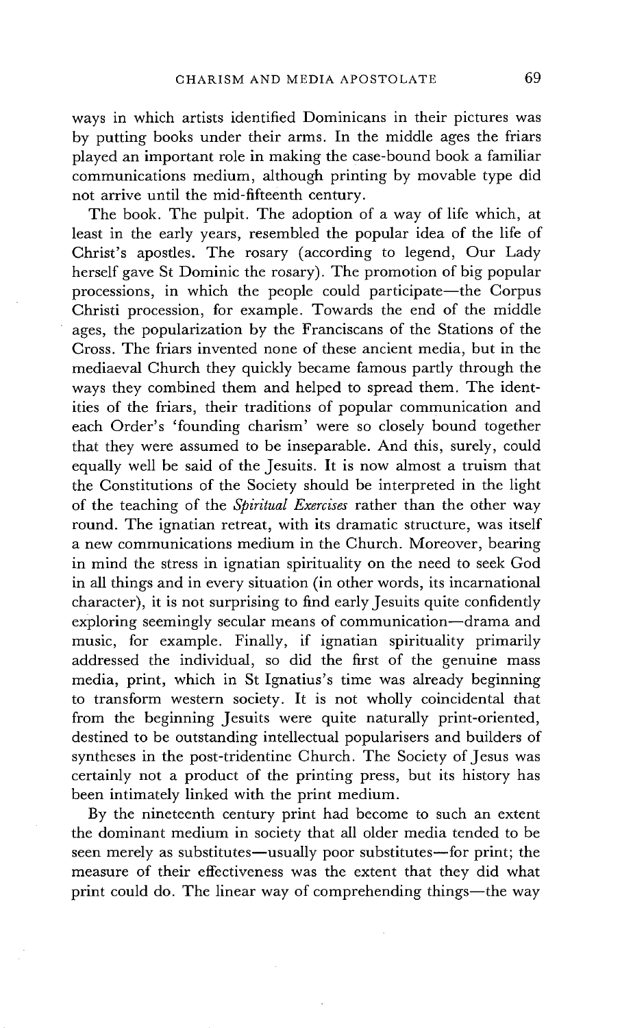ways in which artists identified Dominicans in their pictures was by putting books under their arms. In the middle ages the friars played an important role in making the case-bound book a familiar communications medium, although printing by movable type did not arrive until the mid-fifteenth century.

The book. The pulpit. The adoption of a way of life which, at least in the early years, resembled the popular idea of the life of Christ's apostles. The rosary (according to legend, Our Lady herself gave St Dominic the rosary). The promotion of big popular processions, in which the people could participate—the Corpus Christi procession, for example. Towards the end of the middle ages, the popularization by the Franciscans of the Stations of the Cross. The friars invented none of these ancient media, but in the mediaeval Church they quickly became famous partly through the ways they combined them and helped to spread them. The identities of the friars, their traditions of popular communication and each Order's 'founding charism' were so closely bound together that they were assumed to be inseparable. And this, surely, could equally well be said of the Jesuits. It is now almost a truism that the Constitutions of the Society should be interpreted in the light of the teaching of the *Spiritual Exercises* rather than the other way round. The ignatian retreat, with its dramatic structure, was itself a new communications medium in the Church. Moreover, bearing in mind the stress in ignatian spirituality on the need to seek God in all things and in every situation (in other words, its incarnational character), it is not surprising to find early Jesuits quite confidently exploring seemingly secular means of communication—drama and music, for example. Finally, if ignatian spirituality primarily addressed the individual, so did the first of the genuine mass media, print, which in St Ignatius's time was already beginning to transform western society. It is not wholly coincidental that from the beginning Jesuits were quite naturally print-oriented, destined to be outstanding intellectual popularisers and builders of syntheses in the post-tridentine Church. The Society of Jesus was certainly not a product of the printing press, but its history has been intimately linked with the print medium.

By the nineteenth century print had become to such an extent the dominant medium in society that all older media tended to be seen merely as substitutes—usually poor substitutes—for print; the measure of their effectiveness was the extent that they did what print could do. The linear way of comprehending things—the way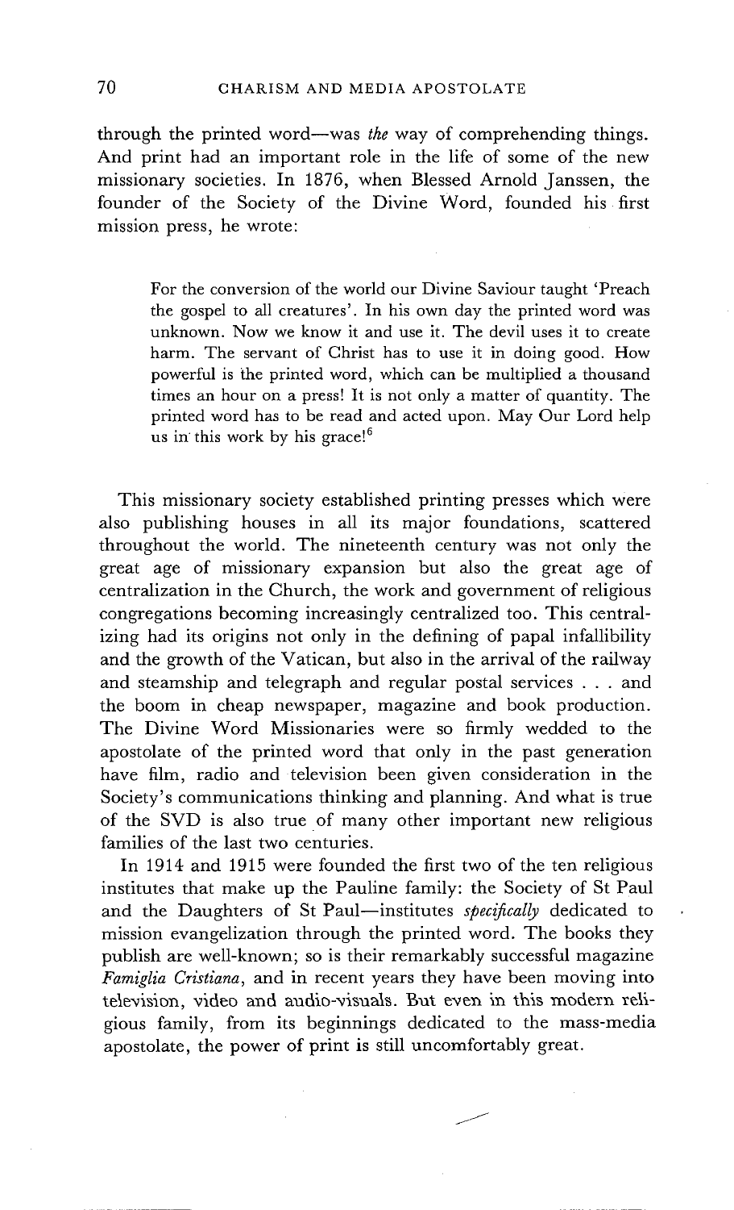through the printed word—was *the* way of comprehending things. And print had an important role in the life of some of the new missionary societies. In 1876, when Blessed Arnold Janssen, the founder of the Society of the Divine Word, founded his first mission press, he wrote:

> For the conversion of the world our Divine Saviour taught 'Preach the gospel to all creatures'. In his own day the printed word was unknown. Now we know it and use it. The devil uses it to create harm. The servant of Christ has to use it in doing good. How powerful is the printed word, which can be multiplied a thousand times an hour on a press! It is not only a matter of quantity. The printed word has to be read and acted upon. May Our Lord help us in this work by his grace![6]

This missionary society established printing presses which were also publishing houses in all its major foundations, scattered throughout the world. The nineteenth century was not only the great age of missionary expansion but also the great age of centralization in the Church, the work and government of religious congregations becoming increasingly centralized too. This centralizing had its origins not only in the defining of papal infallibility and the growth of the Vatican, but also in the arrival of the railway and steamship and telegraph and regular postal services . . . and the boom in cheap newspaper, magazine and book production. The Divine Word Missionaries were so firmly wedded to the apostolate of the printed word that only in the past generation have film, radio and television been given consideration in the Society's communications thinking and planning. And what is true of the SVD is also true of many other important new religious families of the last two centuries.

In 1914 and 1915 were founded the first two of the ten religious institutes that make up the Pauline family: the Society of St Paul and the Daughters of St Paul—institutes *specifically* dedicated to mission evangelization through the printed word. The books they publish are well-known; so is their remarkably successful magazine *Famiglia Cristiana*, and in recent years they have been moving into television, video and audio-visuals. But even in this modern religious family, from its beginnings dedicated to the mass-media apostolate, the power of print is still uncomfortably great.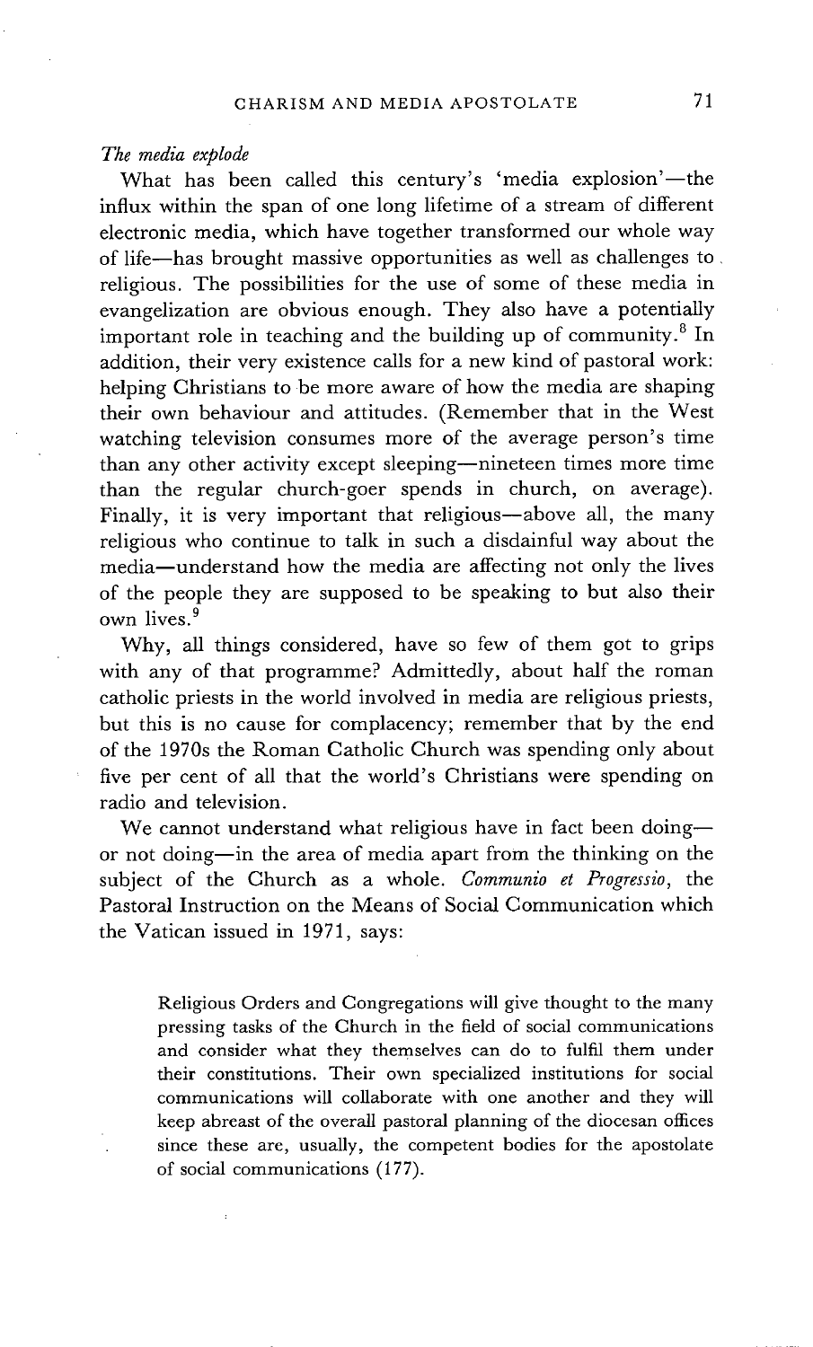*The media explode*

What has been called this century's 'media explosion'—the influx within the span of one long lifetime of a stream of different electronic media, which have together transformed our whole way of life—has brought massive opportunities as well as challenges to religious. The possibilities for the use of some of these media in evangelization are obvious enough. They also have a potentially important role in teaching and the building up of community.[8] In addition, their very existence calls for a new kind of pastoral work: helping Christians to be more aware of how the media are shaping their own behaviour and attitudes. (Remember that in the West watching television consumes more of the average person's time than any other activity except sleeping—nineteen times more time than the regular church-goer spends in church, on average). Finally, it is very important that religious—above all, the many religious who continue to talk in such a disdainful way about the media—understand how the media are affecting not only the lives of the people they are supposed to be speaking to but also their own lives.[9]

Why, all things considered, have so few of them got to grips with any of that programme? Admittedly, about half the roman catholic priests in the world involved in media are religious priests, but this is no cause for complacency; remember that by the end of the 1970s the Roman Catholic Church was spending only about five per cent of all that the world's Christians were spending on radio and television.

We cannot understand what religious have in fact been doing—or not doing—in the area of media apart from the thinking on the subject of the Church as a whole. *Communio et Progressio*, the Pastoral Instruction on the Means of Social Communication which the Vatican issued in 1971, says:

> Religious Orders and Congregations will give thought to the many pressing tasks of the Church in the field of social communications and consider what they themselves can do to fulfil them under their constitutions. Their own specialized institutions for social communications will collaborate with one another and they will keep abreast of the overall pastoral planning of the diocesan offices since these are, usually, the competent bodies for the apostolate of social communications (177).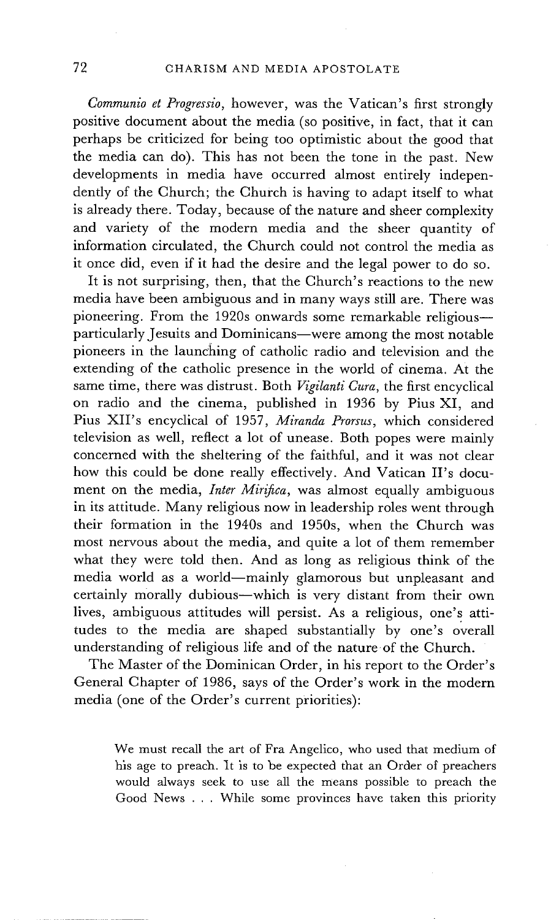*Communio et Progressio*, however, was the Vatican's first strongly positive document about the media (so positive, in fact, that it can perhaps be criticized for being too optimistic about the good that the media can do). This has not been the tone in the past. New developments in media have occurred almost entirely independently of the Church; the Church is having to adapt itself to what is already there. Today, because of the nature and sheer complexity and variety of the modern media and the sheer quantity of information circulated, the Church could not control the media as it once did, even if it had the desire and the legal power to do so.

It is not surprising, then, that the Church's reactions to the new media have been ambiguous and in many ways still are. There was pioneering. From the 1920s onwards some remarkable religious—particularly Jesuits and Dominicans—were among the most notable pioneers in the launching of catholic radio and television and the extending of the catholic presence in the world of cinema. At the same time, there was distrust. Both *Vigilanti Cura*, the first encyclical on radio and the cinema, published in 1936 by Pius XI, and Pius XII's encyclical of 1957, *Miranda Prorsus*, which considered television as well, reflect a lot of unease. Both popes were mainly concerned with the sheltering of the faithful, and it was not clear how this could be done really effectively. And Vatican II's document on the media, *Inter Mirifica*, was almost equally ambiguous in its attitude. Many religious now in leadership roles went through their formation in the 1940s and 1950s, when the Church was most nervous about the media, and quite a lot of them remember what they were told then. And as long as religious think of the media world as a world—mainly glamorous but unpleasant and certainly morally dubious—which is very distant from their own lives, ambiguous attitudes will persist. As a religious, one's attitudes to the media are shaped substantially by one's overall understanding of religious life and of the nature of the Church.

The Master of the Dominican Order, in his report to the Order's General Chapter of 1986, says of the Order's work in the modern media (one of the Order's current priorities):

> We must recall the art of Fra Angelico, who used that medium of his age to preach. It is to be expected that an Order of preachers would always seek to use all the means possible to preach the Good News . . . While some provinces have taken this priority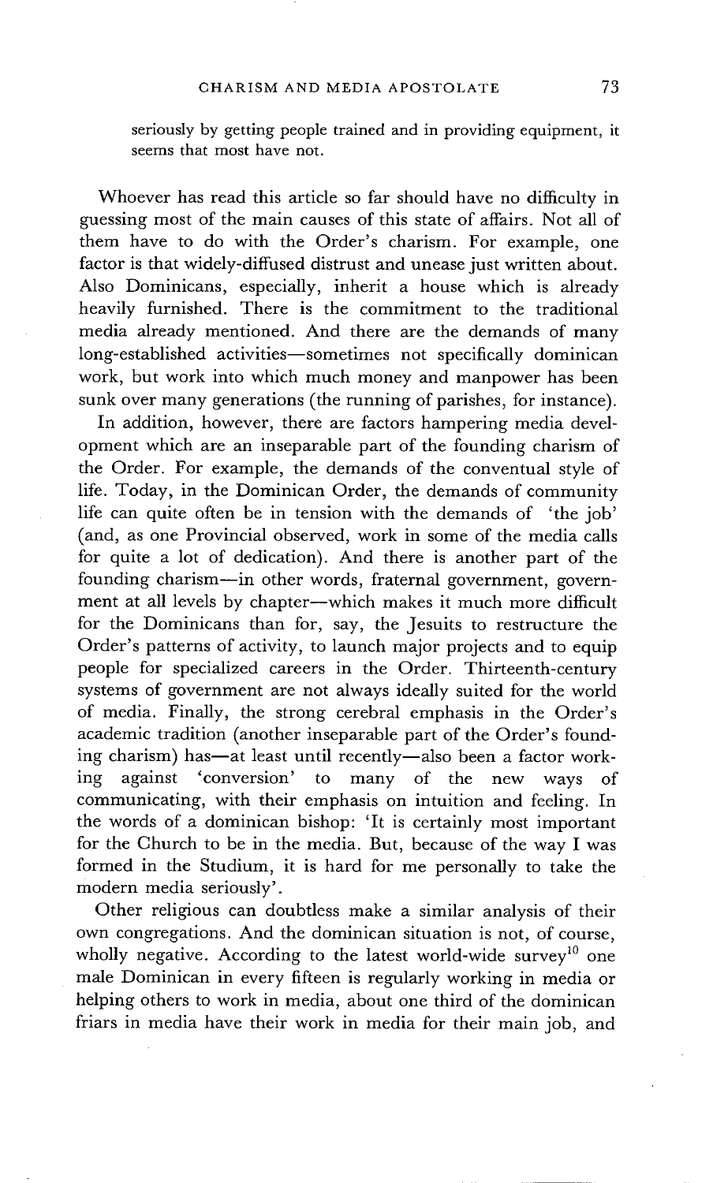seriously by getting people trained and in providing equipment, it seems that most have not.

Whoever has read this article so far should have no difficulty in guessing most of the main causes of this state of affairs. Not all of them have to do with the Order's charism. For example, one factor is that widely-diffused distrust and unease just written about. Also Dominicans, especially, inherit a house which is already heavily furnished. There is the commitment to the traditional media already mentioned. And there are the demands of many long-established activities—sometimes not specifically dominican work, but work into which much money and manpower has been sunk over many generations (the running of parishes, for instance).

In addition, however, there are factors hampering media development which are an inseparable part of the founding charism of the Order. For example, the demands of the conventual style of life. Today, in the Dominican Order, the demands of community life can quite often be in tension with the demands of 'the job' (and, as one Provincial observed, work in some of the media calls for quite a lot of dedication). And there is another part of the founding charism—in other words, fraternal government, government at all levels by chapter—which makes it much more difficult for the Dominicans than for, say, the Jesuits to restructure the Order's patterns of activity, to launch major projects and to equip people for specialized careers in the Order. Thirteenth-century systems of government are not always ideally suited for the world of media. Finally, the strong cerebral emphasis in the Order's academic tradition (another inseparable part of the Order's founding charism) has—at least until recently—also been a factor working against 'conversion' to many of the new ways of communicating, with their emphasis on intuition and feeling. In the words of a dominican bishop: 'It is certainly most important for the Church to be in the media. But, because of the way I was formed in the Studium, it is hard for me personally to take the modern media seriously'.

Other religious can doubtless make a similar analysis of their own congregations. And the dominican situation is not, of course, wholly negative. According to the latest world-wide survey[10] one male Dominican in every fifteen is regularly working in media or helping others to work in media, about one third of the dominican friars in media have their work in media for their main job, and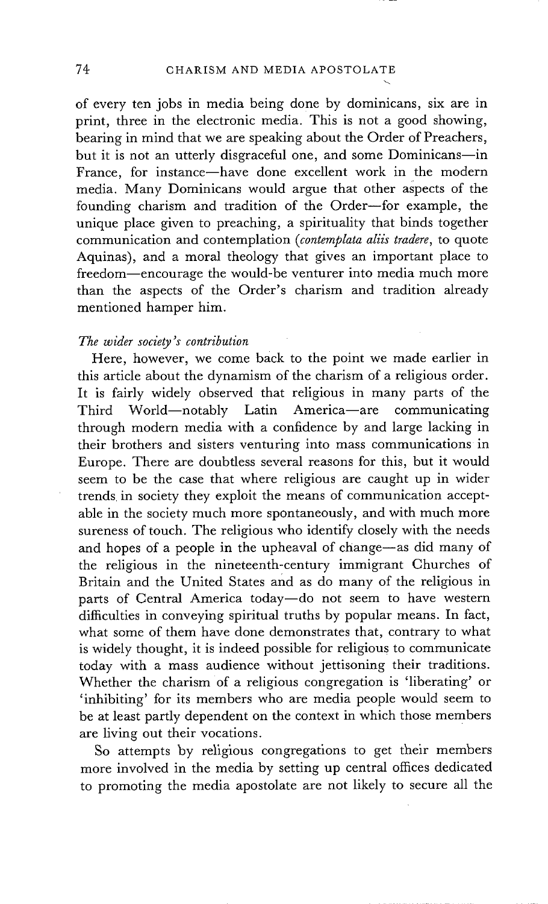of every ten jobs in media being done by dominicans, six are in print, three in the electronic media. This is not a good showing, bearing in mind that we are speaking about the Order of Preachers, but it is not an utterly disgraceful one, and some Dominicans—in France, for instance—have done excellent work in the modern media. Many Dominicans would argue that other aspects of the founding charism and tradition of the Order—for example, the unique place given to preaching, a spirituality that binds together communication and contemplation (*contemplata aliis tradere*, to quote Aquinas), and a moral theology that gives an important place to freedom—encourage the would-be venturer into media much more than the aspects of the Order's charism and tradition already mentioned hamper him.

*The wider society's contribution*

Here, however, we come back to the point we made earlier in this article about the dynamism of the charism of a religious order. It is fairly widely observed that religious in many parts of the Third World—notably Latin America—are communicating through modern media with a confidence by and large lacking in their brothers and sisters venturing into mass communications in Europe. There are doubtless several reasons for this, but it would seem to be the case that where religious are caught up in wider trends in society they exploit the means of communication acceptable in the society much more spontaneously, and with much more sureness of touch. The religious who identify closely with the needs and hopes of a people in the upheaval of change—as did many of the religious in the nineteenth-century immigrant Churches of Britain and the United States and as do many of the religious in parts of Central America today—do not seem to have western difficulties in conveying spiritual truths by popular means. In fact, what some of them have done demonstrates that, contrary to what is widely thought, it is indeed possible for religious to communicate today with a mass audience without jettisoning their traditions. Whether the charism of a religious congregation is 'liberating' or 'inhibiting' for its members who are media people would seem to be at least partly dependent on the context in which those members are living out their vocations.

So attempts by religious congregations to get their members more involved in the media by setting up central offices dedicated to promoting the media apostolate are not likely to secure all the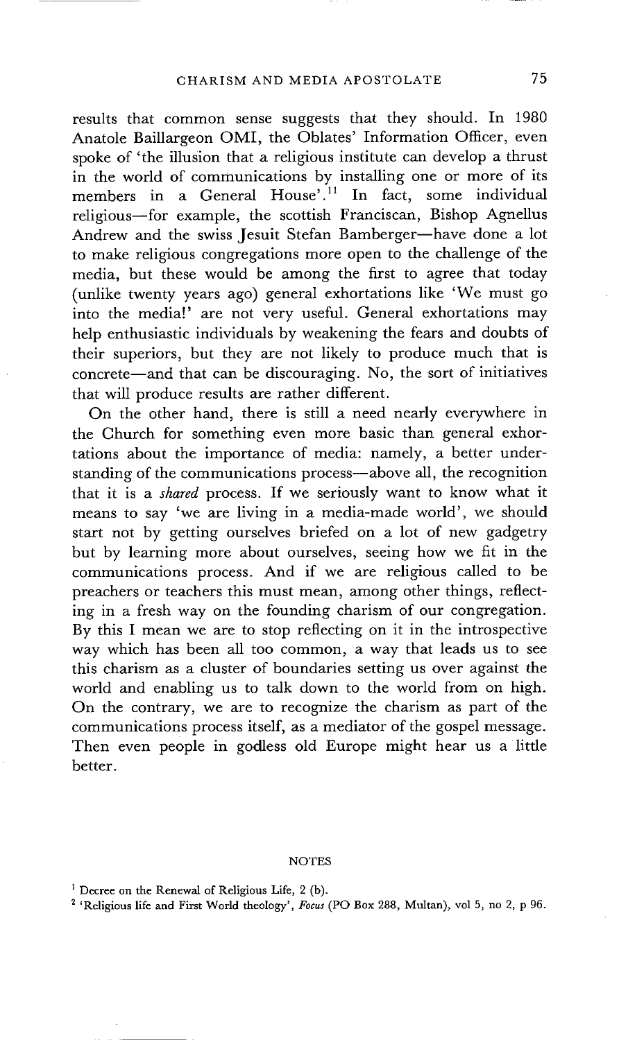results that common sense suggests that they should. In 1980 Anatole Baillargeon OMI, the Oblates' Information Officer, even spoke of 'the illusion that a religious institute can develop a thrust in the world of communications by installing one or more of its members in a General House'.[11] In fact, some individual religious—for example, the scottish Franciscan, Bishop Agnellus Andrew and the swiss Jesuit Stefan Bamberger—have done a lot to make religious congregations more open to the challenge of the media, but these would be among the first to agree that today (unlike twenty years ago) general exhortations like 'We must go into the media!' are not very useful. General exhortations may help enthusiastic individuals by weakening the fears and doubts of their superiors, but they are not likely to produce much that is concrete—and that can be discouraging. No, the sort of initiatives that will produce results are rather different.

On the other hand, there is still a need nearly everywhere in the Church for something even more basic than general exhortations about the importance of media: namely, a better understanding of the communications process—above all, the recognition that it is a *shared* process. If we seriously want to know what it means to say 'we are living in a media-made world', we should start not by getting ourselves briefed on a lot of new gadgetry but by learning more about ourselves, seeing how we fit in the communications process. And if we are religious called to be preachers or teachers this must mean, among other things, reflecting in a fresh way on the founding charism of our congregation. By this I mean we are to stop reflecting on it in the introspective way which has been all too common, a way that leads us to see this charism as a cluster of boundaries setting us over against the world and enabling us to talk down to the world from on high. On the contrary, we are to recognize the charism as part of the communications process itself, as a mediator of the gospel message. Then even people in godless old Europe might hear us a little better.

## NOTES

[1] Decree on the Renewal of Religious Life, 2 (b).

[2] 'Religious life and First World theology', *Focus* (PO Box 288, Multan), vol 5, no 2, p 96.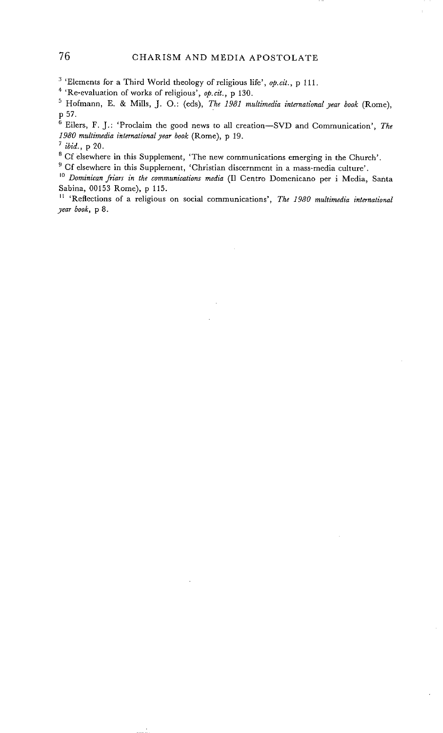[3] 'Elements for a Third World theology of religious life', *op.cit.*, p 111.

[4] 'Re-evaluation of works of religious', *op.cit.*, p 130.

[5] Hofmann, E. & Mills, J. O.: (eds), *The 1981 multimedia international year book* (Rome), p 57.

[6] Eilers, F. J.: 'Proclaim the good news to all creation—SVD and Communication', *The 1980 multimedia international year book* (Rome), p 19.

[7] *ibid.*, p 20.

[8] Cf elsewhere in this Supplement, 'The new communications emerging in the Church'.

[9] Cf elsewhere in this Supplement, 'Christian discernment in a mass-media culture'.

[10] *Dominican friars in the communications media* (Il Centro Domenicano per i Media, Santa Sabina, 00153 Rome), p 115.

[11] 'Reflections of a religious on social communications', *The 1980 multimedia international year book*, p 8.